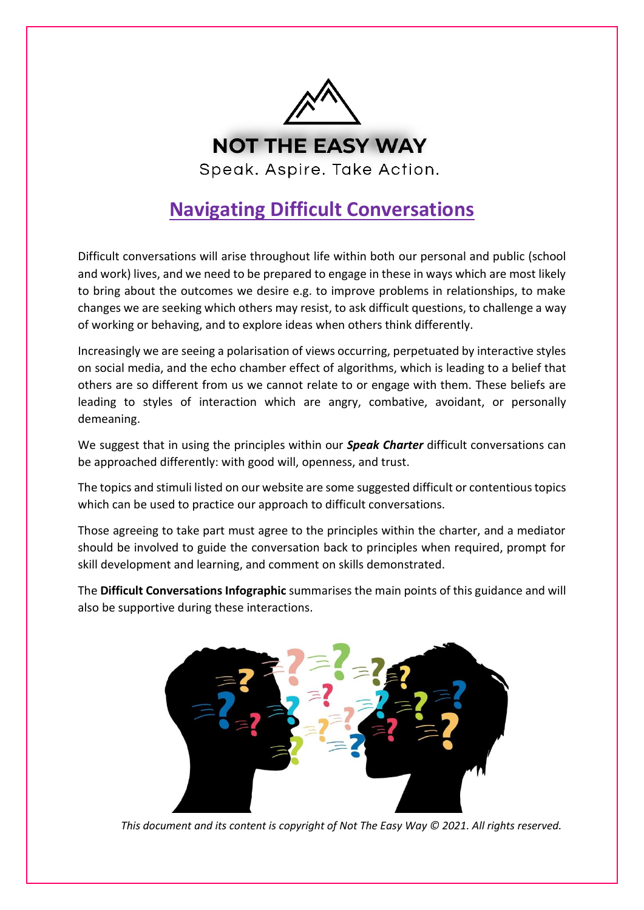NOT THE EASY WAY

Speak. Aspire. Take Action.

# Navigating Difficult Conversations

Difficult conversations will arise throughout life within both our personal and public (school and work) lives, and we need to be prepared to engage in these in ways which are most likely to bring about the outcomes we desire e.g. to improve problems in relationships, to make changes we are seeking which others may resist, to ask difficult questions, to challenge a way of working or behaving, and to explore ideas when others think differently.

Increasingly we are seeing a polarisation of views occurring, perpetuated by interactive styles on social media, and the echo chamber effect of algorithms, which is leading to a belief that others are so different from us we cannot relate to or engage with them. These beliefs are leading to styles of interaction which are angry, combative, avoidant, or personally demeaning.

We suggest that in using the principles within our ***Speak Charter*** difficult conversations can be approached differently: with good will, openness, and trust.

The topics and stimuli listed on our website are some suggested difficult or contentious topics which can be used to practice our approach to difficult conversations.

Those agreeing to take part must agree to the principles within the charter, and a mediator should be involved to guide the conversation back to principles when required, prompt for skill development and learning, and comment on skills demonstrated.

The **Difficult Conversations Infographic** summarises the main points of this guidance and will also be supportive during these interactions.

*This document and its content is copyright of Not The Easy Way © 2021. All rights reserved.*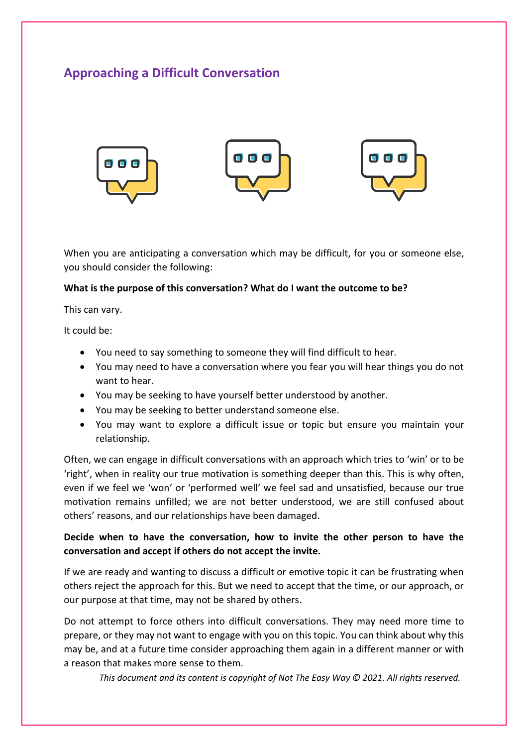## Approaching a Difficult Conversation

When you are anticipating a conversation which may be difficult, for you or someone else, you should consider the following:

**What is the purpose of this conversation? What do I want the outcome to be?**

This can vary.

It could be:

- You need to say something to someone they will find difficult to hear.
- You may need to have a conversation where you fear you will hear things you do not want to hear.
- You may be seeking to have yourself better understood by another.
- You may be seeking to better understand someone else.
- You may want to explore a difficult issue or topic but ensure you maintain your relationship.

Often, we can engage in difficult conversations with an approach which tries to 'win' or to be 'right', when in reality our true motivation is something deeper than this. This is why often, even if we feel we 'won' or 'performed well' we feel sad and unsatisfied, because our true motivation remains unfilled; we are not better understood, we are still confused about others' reasons, and our relationships have been damaged.

**Decide when to have the conversation, how to invite the other person to have the conversation and accept if others do not accept the invite.**

If we are ready and wanting to discuss a difficult or emotive topic it can be frustrating when others reject the approach for this. But we need to accept that the time, or our approach, or our purpose at that time, may not be shared by others.

Do not attempt to force others into difficult conversations. They may need more time to prepare, or they may not want to engage with you on this topic. You can think about why this may be, and at a future time consider approaching them again in a different manner or with a reason that makes more sense to them.

*This document and its content is copyright of Not The Easy Way © 2021. All rights reserved.*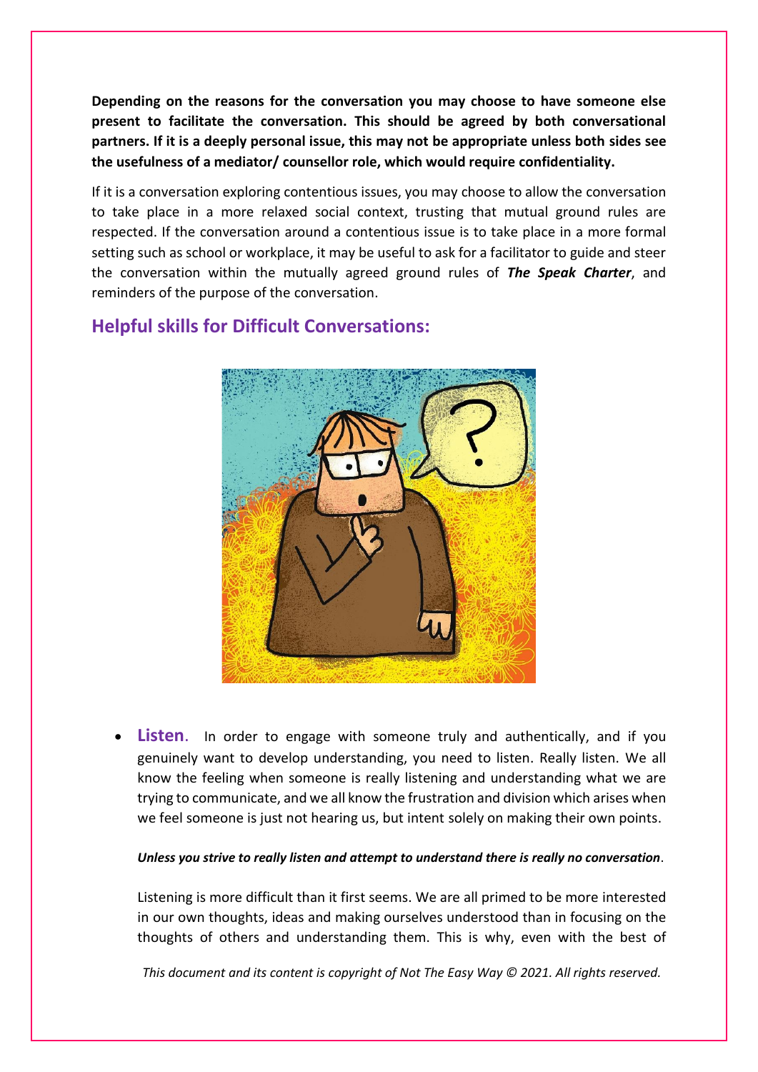**Depending on the reasons for the conversation you may choose to have someone else present to facilitate the conversation. This should be agreed by both conversational partners. If it is a deeply personal issue, this may not be appropriate unless both sides see the usefulness of a mediator/ counsellor role, which would require confidentiality.**

If it is a conversation exploring contentious issues, you may choose to allow the conversation to take place in a more relaxed social context, trusting that mutual ground rules are respected. If the conversation around a contentious issue is to take place in a more formal setting such as school or workplace, it may be useful to ask for a facilitator to guide and steer the conversation within the mutually agreed ground rules of ***The Speak Charter***, and reminders of the purpose of the conversation.

## Helpful skills for Difficult Conversations:

- **Listen**. In order to engage with someone truly and authentically, and if you genuinely want to develop understanding, you need to listen. Really listen. We all know the feeling when someone is really listening and understanding what we are trying to communicate, and we all know the frustration and division which arises when we feel someone is just not hearing us, but intent solely on making their own points.

  ***Unless you strive to really listen and attempt to understand there is really no conversation***.

  Listening is more difficult than it first seems. We are all primed to be more interested in our own thoughts, ideas and making ourselves understood than in focusing on the thoughts of others and understanding them. This is why, even with the best of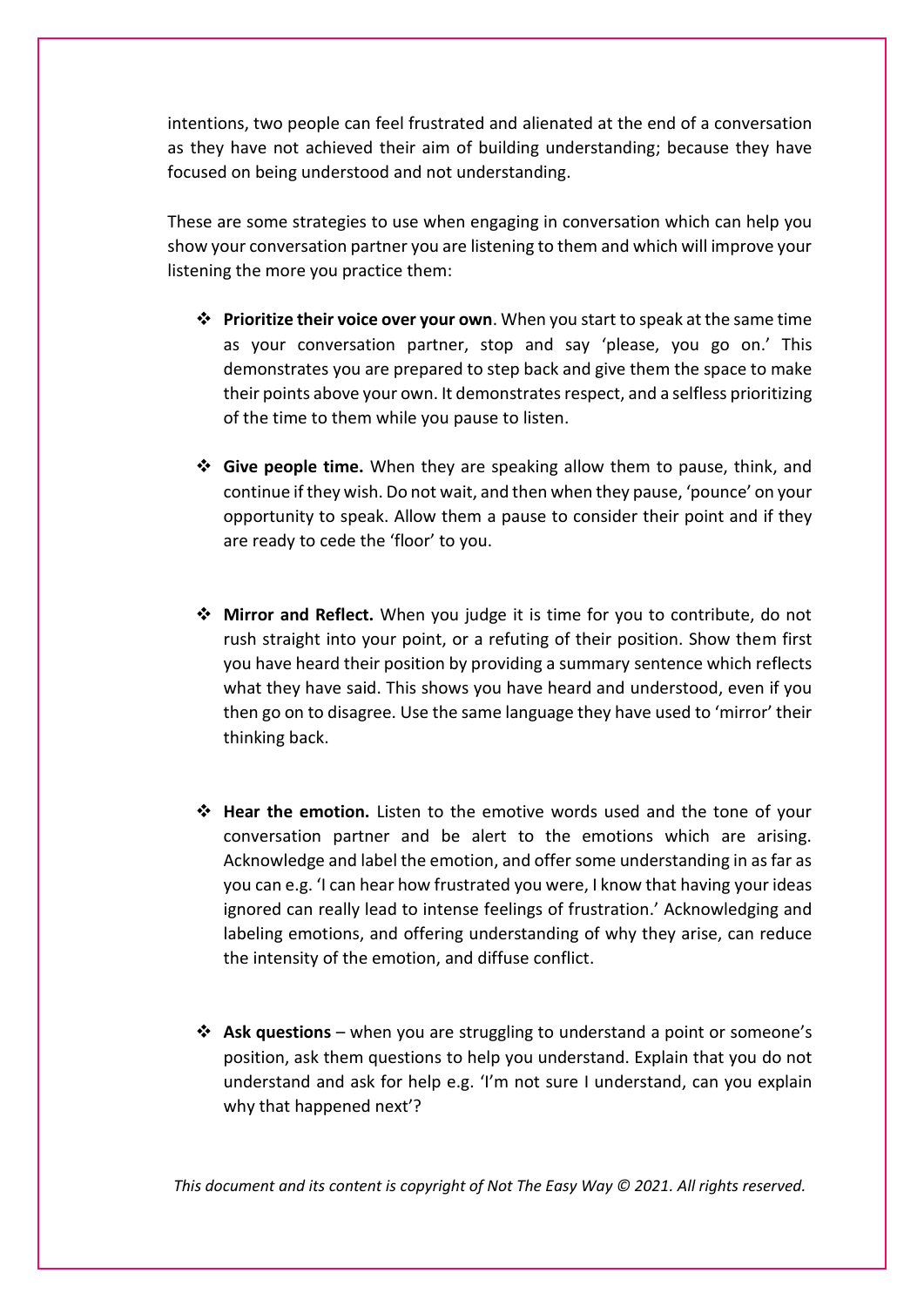intentions, two people can feel frustrated and alienated at the end of a conversation as they have not achieved their aim of building understanding; because they have focused on being understood and not understanding.

These are some strategies to use when engaging in conversation which can help you show your conversation partner you are listening to them and which will improve your listening the more you practice them:

- **Prioritize their voice over your own**. When you start to speak at the same time as your conversation partner, stop and say 'please, you go on.' This demonstrates you are prepared to step back and give them the space to make their points above your own. It demonstrates respect, and a selfless prioritizing of the time to them while you pause to listen.

- **Give people time.** When they are speaking allow them to pause, think, and continue if they wish. Do not wait, and then when they pause, 'pounce' on your opportunity to speak. Allow them a pause to consider their point and if they are ready to cede the 'floor' to you.

- **Mirror and Reflect.** When you judge it is time for you to contribute, do not rush straight into your point, or a refuting of their position. Show them first you have heard their position by providing a summary sentence which reflects what they have said. This shows you have heard and understood, even if you then go on to disagree. Use the same language they have used to 'mirror' their thinking back.

- **Hear the emotion.** Listen to the emotive words used and the tone of your conversation partner and be alert to the emotions which are arising. Acknowledge and label the emotion, and offer some understanding in as far as you can e.g. 'I can hear how frustrated you were, I know that having your ideas ignored can really lead to intense feelings of frustration.' Acknowledging and labeling emotions, and offering understanding of why they arise, can reduce the intensity of the emotion, and diffuse conflict.

- **Ask questions** – when you are struggling to understand a point or someone's position, ask them questions to help you understand. Explain that you do not understand and ask for help e.g. 'I'm not sure I understand, can you explain why that happened next'?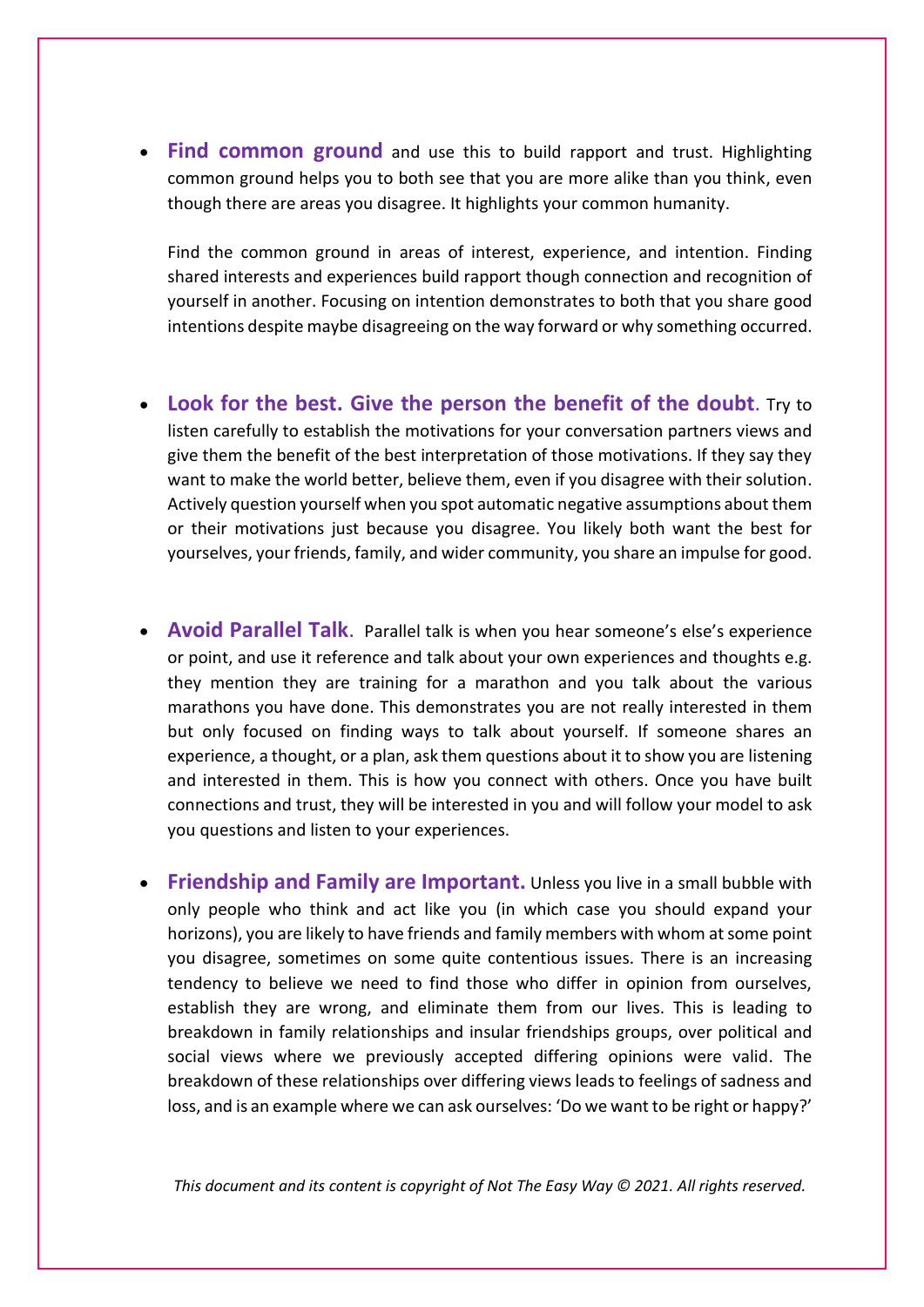- **Find common ground** and use this to build rapport and trust. Highlighting common ground helps you to both see that you are more alike than you think, even though there are areas you disagree. It highlights your common humanity.

  Find the common ground in areas of interest, experience, and intention. Finding shared interests and experiences build rapport though connection and recognition of yourself in another. Focusing on intention demonstrates to both that you share good intentions despite maybe disagreeing on the way forward or why something occurred.

- **Look for the best. Give the person the benefit of the doubt**. Try to listen carefully to establish the motivations for your conversation partners views and give them the benefit of the best interpretation of those motivations. If they say they want to make the world better, believe them, even if you disagree with their solution. Actively question yourself when you spot automatic negative assumptions about them or their motivations just because you disagree. You likely both want the best for yourselves, your friends, family, and wider community, you share an impulse for good.

- **Avoid Parallel Talk**. Parallel talk is when you hear someone's else's experience or point, and use it reference and talk about your own experiences and thoughts e.g. they mention they are training for a marathon and you talk about the various marathons you have done. This demonstrates you are not really interested in them but only focused on finding ways to talk about yourself. If someone shares an experience, a thought, or a plan, ask them questions about it to show you are listening and interested in them. This is how you connect with others. Once you have built connections and trust, they will be interested in you and will follow your model to ask you questions and listen to your experiences.

- **Friendship and Family are Important.** Unless you live in a small bubble with only people who think and act like you (in which case you should expand your horizons), you are likely to have friends and family members with whom at some point you disagree, sometimes on some quite contentious issues. There is an increasing tendency to believe we need to find those who differ in opinion from ourselves, establish they are wrong, and eliminate them from our lives. This is leading to breakdown in family relationships and insular friendships groups, over political and social views where we previously accepted differing opinions were valid. The breakdown of these relationships over differing views leads to feelings of sadness and loss, and is an example where we can ask ourselves: 'Do we want to be right or happy?'

*This document and its content is copyright of Not The Easy Way © 2021. All rights reserved.*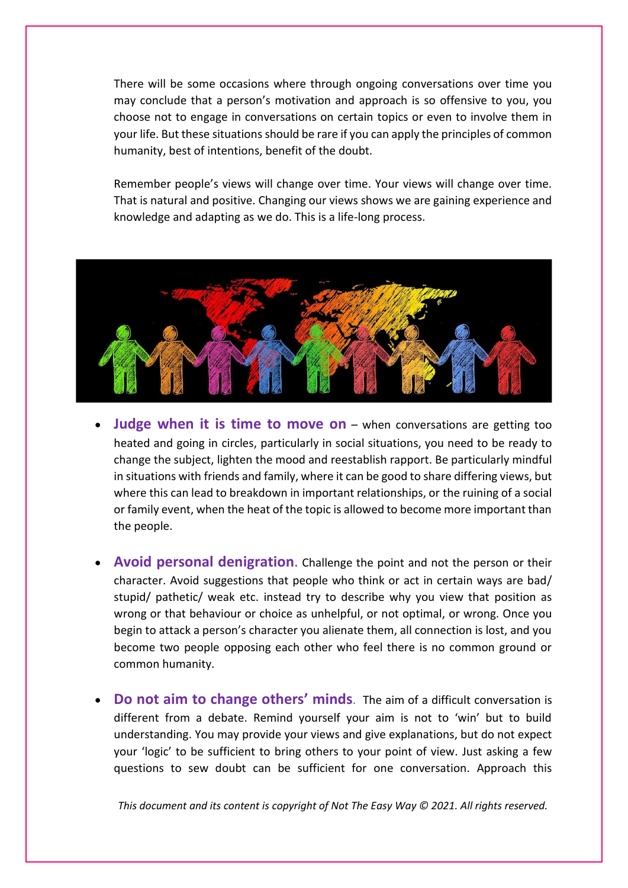There will be some occasions where through ongoing conversations over time you may conclude that a person's motivation and approach is so offensive to you, you choose not to engage in conversations on certain topics or even to involve them in your life. But these situations should be rare if you can apply the principles of common humanity, best of intentions, benefit of the doubt.

Remember people's views will change over time. Your views will change over time. That is natural and positive. Changing our views shows we are gaining experience and knowledge and adapting as we do. This is a life-long process.

- **Judge when it is time to move on** – when conversations are getting too heated and going in circles, particularly in social situations, you need to be ready to change the subject, lighten the mood and reestablish rapport. Be particularly mindful in situations with friends and family, where it can be good to share differing views, but where this can lead to breakdown in important relationships, or the ruining of a social or family event, when the heat of the topic is allowed to become more important than the people.

- **Avoid personal denigration**. Challenge the point and not the person or their character. Avoid suggestions that people who think or act in certain ways are bad/ stupid/ pathetic/ weak etc. instead try to describe why you view that position as wrong or that behaviour or choice as unhelpful, or not optimal, or wrong. Once you begin to attack a person's character you alienate them, all connection is lost, and you become two people opposing each other who feel there is no common ground or common humanity.

- **Do not aim to change others' minds**. The aim of a difficult conversation is different from a debate. Remind yourself your aim is not to 'win' but to build understanding. You may provide your views and give explanations, but do not expect your 'logic' to be sufficient to bring others to your point of view. Just asking a few questions to sew doubt can be sufficient for one conversation. Approach this

*This document and its content is copyright of Not The Easy Way © 2021. All rights reserved.*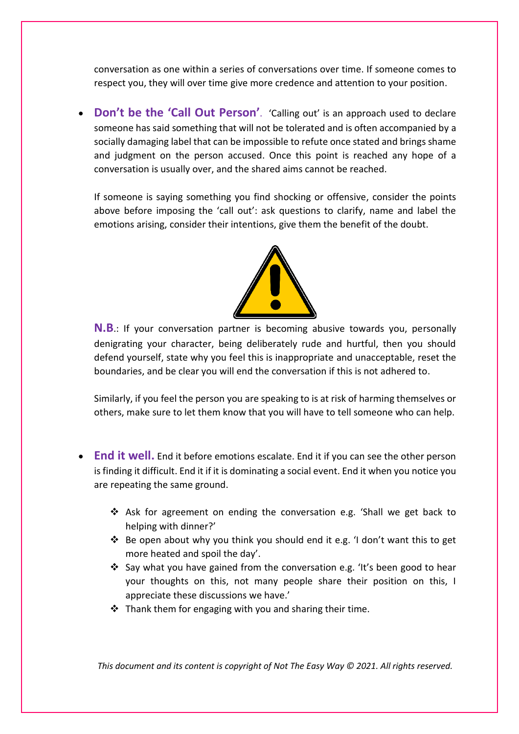conversation as one within a series of conversations over time. If someone comes to respect you, they will over time give more credence and attention to your position.

- **Don't be the 'Call Out Person'**. 'Calling out' is an approach used to declare someone has said something that will not be tolerated and is often accompanied by a socially damaging label that can be impossible to refute once stated and brings shame and judgment on the person accused. Once this point is reached any hope of a conversation is usually over, and the shared aims cannot be reached.

  If someone is saying something you find shocking or offensive, consider the points above before imposing the 'call out': ask questions to clarify, name and label the emotions arising, consider their intentions, give them the benefit of the doubt.

  **N.B.**: If your conversation partner is becoming abusive towards you, personally denigrating your character, being deliberately rude and hurtful, then you should defend yourself, state why you feel this is inappropriate and unacceptable, reset the boundaries, and be clear you will end the conversation if this is not adhered to.

  Similarly, if you feel the person you are speaking to is at risk of harming themselves or others, make sure to let them know that you will have to tell someone who can help.

- **End it well.** End it before emotions escalate. End it if you can see the other person is finding it difficult. End it if it is dominating a social event. End it when you notice you are repeating the same ground.

  - Ask for agreement on ending the conversation e.g. 'Shall we get back to helping with dinner?'
  - Be open about why you think you should end it e.g. 'I don't want this to get more heated and spoil the day'.
  - Say what you have gained from the conversation e.g. 'It's been good to hear your thoughts on this, not many people share their position on this, I appreciate these discussions we have.'
  - Thank them for engaging with you and sharing their time.

*This document and its content is copyright of Not The Easy Way © 2021. All rights reserved.*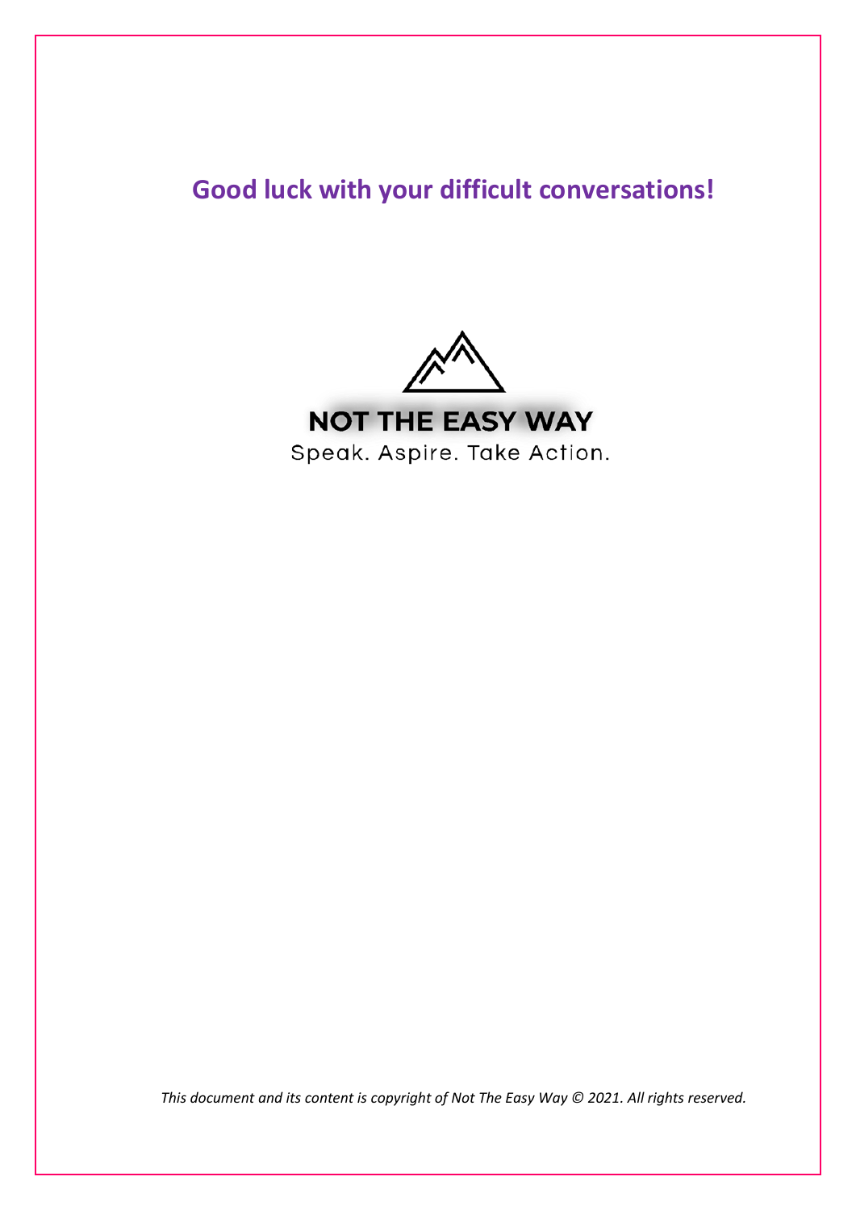## Good luck with your difficult conversations!

NOT THE EASY WAY

Speak. Aspire. Take Action.

*This document and its content is copyright of Not The Easy Way © 2021. All rights reserved.*